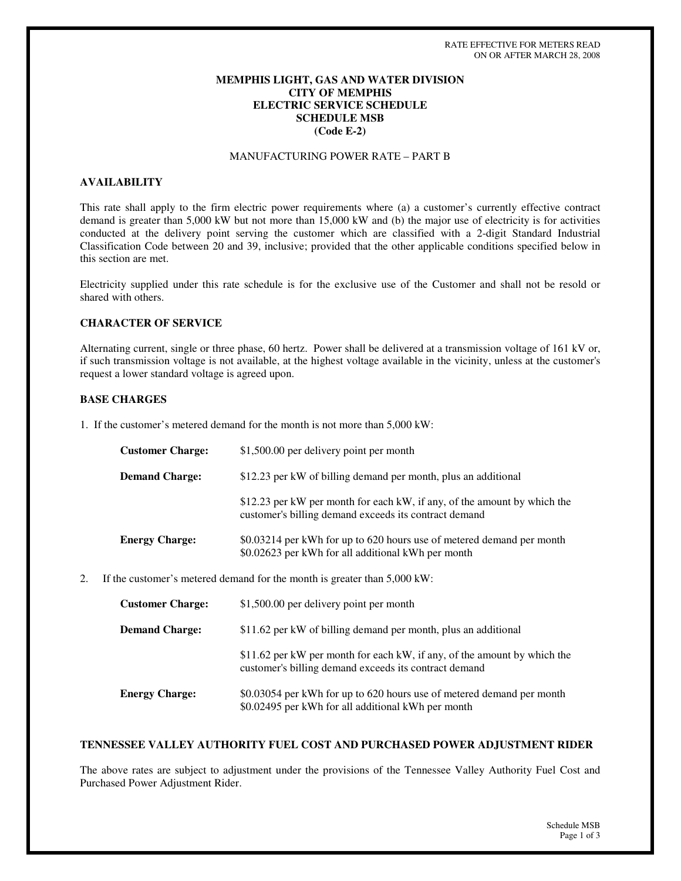RATE EFFECTIVE FOR METERS READ
ON OR AFTER MARCH 28, 2008

# MEMPHIS LIGHT, GAS AND WATER DIVISION
# CITY OF MEMPHIS
# ELECTRIC SERVICE SCHEDULE
# SCHEDULE MSB
# (Code E-2)

MANUFACTURING POWER RATE – PART B

## AVAILABILITY

This rate shall apply to the firm electric power requirements where (a) a customer's currently effective contract demand is greater than 5,000 kW but not more than 15,000 kW and (b) the major use of electricity is for activities conducted at the delivery point serving the customer which are classified with a 2-digit Standard Industrial Classification Code between 20 and 39, inclusive; provided that the other applicable conditions specified below in this section are met.

Electricity supplied under this rate schedule is for the exclusive use of the Customer and shall not be resold or shared with others.

## CHARACTER OF SERVICE

Alternating current, single or three phase, 60 hertz. Power shall be delivered at a transmission voltage of 161 kV or, if such transmission voltage is not available, at the highest voltage available in the vicinity, unless at the customer's request a lower standard voltage is agreed upon.

## BASE CHARGES

1. If the customer's metered demand for the month is not more than 5,000 kW:

**Customer Charge:** $1,500.00 per delivery point per month

**Demand Charge:** $12.23 per kW of billing demand per month, plus an additional

$12.23 per kW per month for each kW, if any, of the amount by which the customer's billing demand exceeds its contract demand

**Energy Charge:** $0.03214 per kWh for up to 620 hours use of metered demand per month
$0.02623 per kWh for all additional kWh per month

2. If the customer's metered demand for the month is greater than 5,000 kW:

**Customer Charge:** $1,500.00 per delivery point per month

**Demand Charge:** $11.62 per kW of billing demand per month, plus an additional

$11.62 per kW per month for each kW, if any, of the amount by which the customer's billing demand exceeds its contract demand

**Energy Charge:** $0.03054 per kWh for up to 620 hours use of metered demand per month
$0.02495 per kWh for all additional kWh per month

## TENNESSEE VALLEY AUTHORITY FUEL COST AND PURCHASED POWER ADJUSTMENT RIDER

The above rates are subject to adjustment under the provisions of the Tennessee Valley Authority Fuel Cost and Purchased Power Adjustment Rider.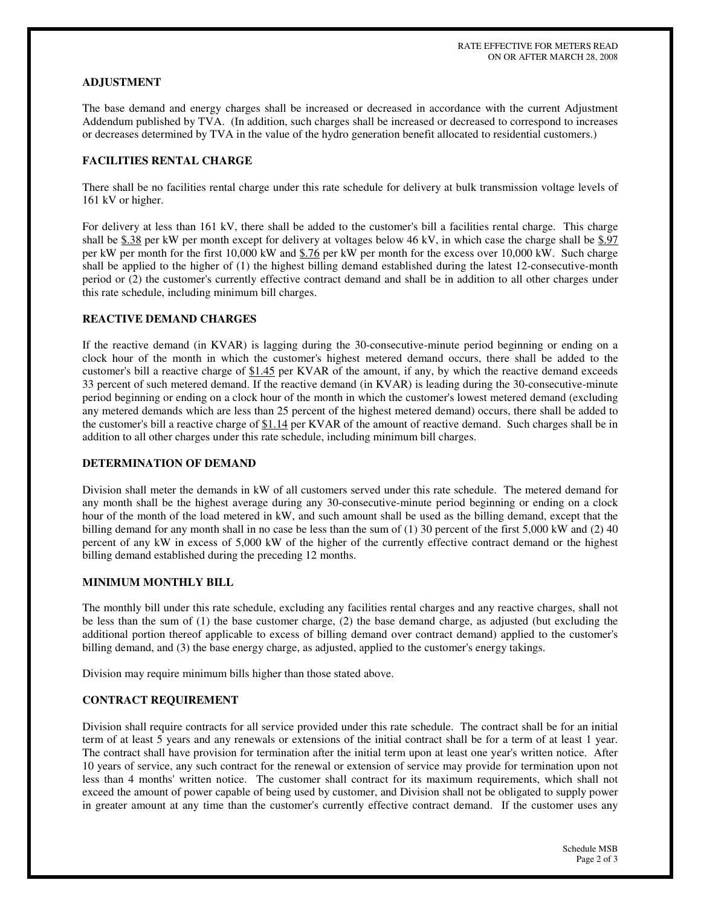## ADJUSTMENT

The base demand and energy charges shall be increased or decreased in accordance with the current Adjustment Addendum published by TVA. (In addition, such charges shall be increased or decreased to correspond to increases or decreases determined by TVA in the value of the hydro generation benefit allocated to residential customers.)

## FACILITIES RENTAL CHARGE

There shall be no facilities rental charge under this rate schedule for delivery at bulk transmission voltage levels of 161 kV or higher.

For delivery at less than 161 kV, there shall be added to the customer's bill a facilities rental charge. This charge shall be $.38 per kW per month except for delivery at voltages below 46 kV, in which case the charge shall be $.97 per kW per month for the first 10,000 kW and $.76 per kW per month for the excess over 10,000 kW. Such charge shall be applied to the higher of (1) the highest billing demand established during the latest 12-consecutive-month period or (2) the customer's currently effective contract demand and shall be in addition to all other charges under this rate schedule, including minimum bill charges.

## REACTIVE DEMAND CHARGES

If the reactive demand (in KVAR) is lagging during the 30-consecutive-minute period beginning or ending on a clock hour of the month in which the customer's highest metered demand occurs, there shall be added to the customer's bill a reactive charge of $1.45 per KVAR of the amount, if any, by which the reactive demand exceeds 33 percent of such metered demand. If the reactive demand (in KVAR) is leading during the 30-consecutive-minute period beginning or ending on a clock hour of the month in which the customer's lowest metered demand (excluding any metered demands which are less than 25 percent of the highest metered demand) occurs, there shall be added to the customer's bill a reactive charge of $1.14 per KVAR of the amount of reactive demand. Such charges shall be in addition to all other charges under this rate schedule, including minimum bill charges.

## DETERMINATION OF DEMAND

Division shall meter the demands in kW of all customers served under this rate schedule. The metered demand for any month shall be the highest average during any 30-consecutive-minute period beginning or ending on a clock hour of the month of the load metered in kW, and such amount shall be used as the billing demand, except that the billing demand for any month shall in no case be less than the sum of (1) 30 percent of the first 5,000 kW and (2) 40 percent of any kW in excess of 5,000 kW of the higher of the currently effective contract demand or the highest billing demand established during the preceding 12 months.

## MINIMUM MONTHLY BILL

The monthly bill under this rate schedule, excluding any facilities rental charges and any reactive charges, shall not be less than the sum of (1) the base customer charge, (2) the base demand charge, as adjusted (but excluding the additional portion thereof applicable to excess of billing demand over contract demand) applied to the customer's billing demand, and (3) the base energy charge, as adjusted, applied to the customer's energy takings.

Division may require minimum bills higher than those stated above.

## CONTRACT REQUIREMENT

Division shall require contracts for all service provided under this rate schedule. The contract shall be for an initial term of at least 5 years and any renewals or extensions of the initial contract shall be for a term of at least 1 year. The contract shall have provision for termination after the initial term upon at least one year's written notice. After 10 years of service, any such contract for the renewal or extension of service may provide for termination upon not less than 4 months' written notice. The customer shall contract for its maximum requirements, which shall not exceed the amount of power capable of being used by customer, and Division shall not be obligated to supply power in greater amount at any time than the customer's currently effective contract demand. If the customer uses any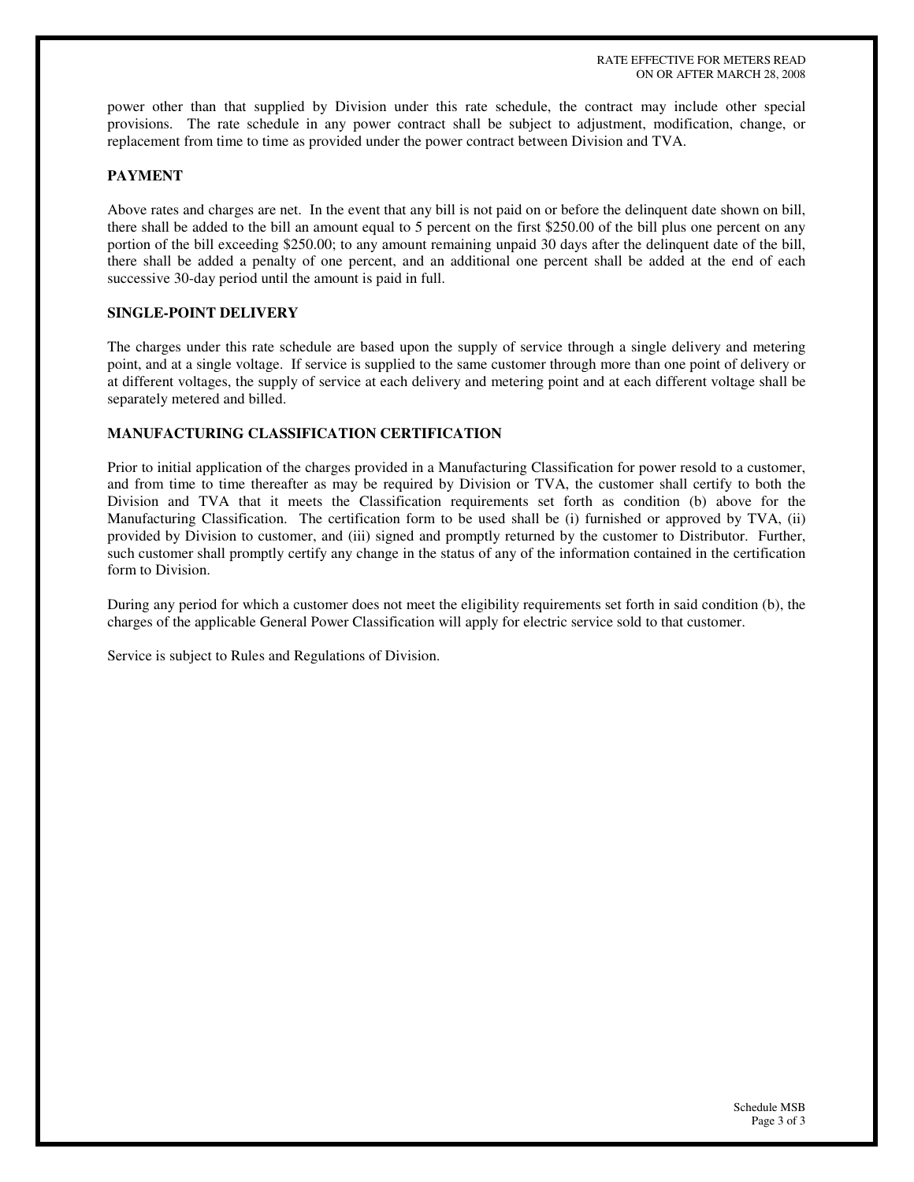power other than that supplied by Division under this rate schedule, the contract may include other special provisions. The rate schedule in any power contract shall be subject to adjustment, modification, change, or replacement from time to time as provided under the power contract between Division and TVA.

**PAYMENT**

Above rates and charges are net. In the event that any bill is not paid on or before the delinquent date shown on bill, there shall be added to the bill an amount equal to 5 percent on the first $250.00 of the bill plus one percent on any portion of the bill exceeding $250.00; to any amount remaining unpaid 30 days after the delinquent date of the bill, there shall be added a penalty of one percent, and an additional one percent shall be added at the end of each successive 30-day period until the amount is paid in full.

**SINGLE-POINT DELIVERY**

The charges under this rate schedule are based upon the supply of service through a single delivery and metering point, and at a single voltage. If service is supplied to the same customer through more than one point of delivery or at different voltages, the supply of service at each delivery and metering point and at each different voltage shall be separately metered and billed.

**MANUFACTURING CLASSIFICATION CERTIFICATION**

Prior to initial application of the charges provided in a Manufacturing Classification for power resold to a customer, and from time to time thereafter as may be required by Division or TVA, the customer shall certify to both the Division and TVA that it meets the Classification requirements set forth as condition (b) above for the Manufacturing Classification. The certification form to be used shall be (i) furnished or approved by TVA, (ii) provided by Division to customer, and (iii) signed and promptly returned by the customer to Distributor. Further, such customer shall promptly certify any change in the status of any of the information contained in the certification form to Division.

During any period for which a customer does not meet the eligibility requirements set forth in said condition (b), the charges of the applicable General Power Classification will apply for electric service sold to that customer.

Service is subject to Rules and Regulations of Division.